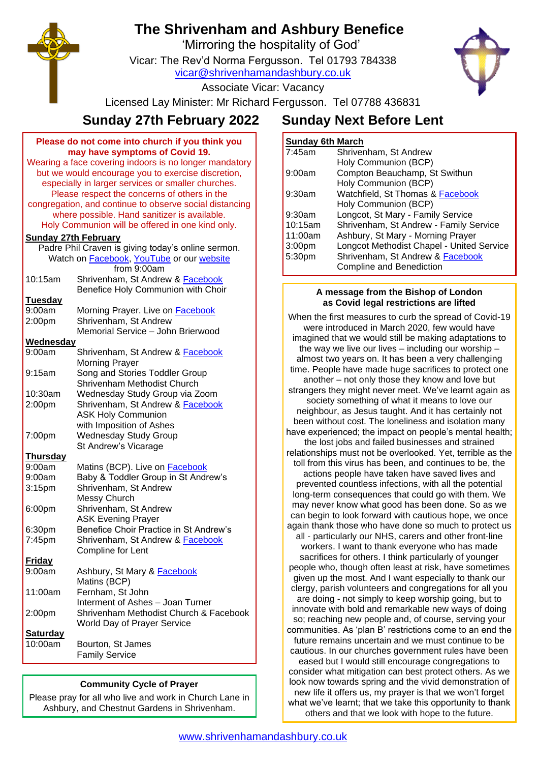# The Shrivenham and Ashbury Benefice

'Mirroring the hospitality of God'

Vicar: The Rev'd Norma Fergusson. Tel 01793 784338

vicar@shrivenhamandashbury.co.uk

Associate Vicar: Vacancy

Licensed Lay Minister: Mr Richard Fergusson. Tel 07788 436831

## Sunday 27th February 2022

## Sunday Next Before Lent

**Please do not come into church if you think you may have symptoms of Covid 19.**

Wearing a face covering indoors is no longer mandatory but we would encourage you to exercise discretion, especially in larger services or smaller churches. Please respect the concerns of others in the congregation, and continue to observe social distancing where possible. Hand sanitizer is available. Holy Communion will be offered in one kind only.

**Sunday 27th February**

Padre Phil Craven is giving today's online sermon. Watch on Facebook, YouTube or our website from 9:00am

| | |
|---|---|
| 10:15am | Shrivenham, St Andrew & Facebook<br>Benefice Holy Communion with Choir |

**Tuesday**

| | |
|---|---|
| 9:00am | Morning Prayer. Live on Facebook |
| 2:00pm | Shrivenham, St Andrew<br>Memorial Service – John Brierwood |

**Wednesday**

| | |
|---|---|
| 9:00am | Shrivenham, St Andrew & Facebook<br>Morning Prayer |
| 9:15am | Song and Stories Toddler Group<br>Shrivenham Methodist Church |
| 10:30am | Wednesday Study Group via Zoom |
| 2:00pm | Shrivenham, St Andrew & Facebook<br>ASK Holy Communion<br>with Imposition of Ashes |
| 7:00pm | Wednesday Study Group<br>St Andrew's Vicarage |

**Thursday**

| | |
|---|---|
| 9:00am | Matins (BCP). Live on Facebook |
| 9:00am | Baby & Toddler Group in St Andrew's |
| 3:15pm | Shrivenham, St Andrew<br>Messy Church |
| 6:00pm | Shrivenham, St Andrew<br>ASK Evening Prayer |
| 6:30pm | Benefice Choir Practice in St Andrew's |
| 7:45pm | Shrivenham, St Andrew & Facebook<br>Compline for Lent |

**Friday**

| | |
|---|---|
| 9:00am | Ashbury, St Mary & Facebook<br>Matins (BCP) |
| 11:00am | Fernham, St John<br>Interment of Ashes – Joan Turner |
| 2:00pm | Shrivenham Methodist Church & Facebook<br>World Day of Prayer Service |

**Saturday**

| | |
|---|---|
| 10:00am | Bourton, St James<br>Family Service |

**Community Cycle of Prayer**

Please pray for all who live and work in Church Lane in Ashbury, and Chestnut Gardens in Shrivenham.

**Sunday 6th March**

| | |
|---|---|
| 7:45am | Shrivenham, St Andrew<br>Holy Communion (BCP) |
| 9:00am | Compton Beauchamp, St Swithun<br>Holy Communion (BCP) |
| 9:30am | Watchfield, St Thomas & Facebook<br>Holy Communion (BCP) |
| 9:30am | Longcot, St Mary - Family Service |
| 10:15am | Shrivenham, St Andrew - Family Service |
| 11:00am | Ashbury, St Mary - Morning Prayer |
| 3:00pm | Longcot Methodist Chapel - United Service |
| 5:30pm | Shrivenham, St Andrew & Facebook<br>Compline and Benediction |

**A message from the Bishop of London as Covid legal restrictions are lifted**

When the first measures to curb the spread of Covid-19 were introduced in March 2020, few would have imagined that we would still be making adaptations to the way we live our lives – including our worship – almost two years on. It has been a very challenging time. People have made huge sacrifices to protect one another – not only those they know and love but strangers they might never meet. We've learnt again as society something of what it means to love our neighbour, as Jesus taught. And it has certainly not been without cost. The loneliness and isolation many have experienced; the impact on people's mental health; the lost jobs and failed businesses and strained relationships must not be overlooked. Yet, terrible as the toll from this virus has been, and continues to be, the actions people have taken have saved lives and prevented countless infections, with all the potential long-term consequences that could go with them. We may never know what good has been done. So as we can begin to look forward with cautious hope, we once again thank those who have done so much to protect us all - particularly our NHS, carers and other front-line workers. I want to thank everyone who has made sacrifices for others. I think particularly of younger people who, though often least at risk, have sometimes given up the most. And I want especially to thank our clergy, parish volunteers and congregations for all you are doing - not simply to keep worship going, but to innovate with bold and remarkable new ways of doing so; reaching new people and, of course, serving your communities. As 'plan B' restrictions come to an end the future remains uncertain and we must continue to be cautious. In our churches government rules have been eased but I would still encourage congregations to consider what mitigation can best protect others. As we look now towards spring and the vivid demonstration of new life it offers us, my prayer is that we won't forget what we've learnt; that we take this opportunity to thank others and that we look with hope to the future.

www.shrivenhamandashbury.co.uk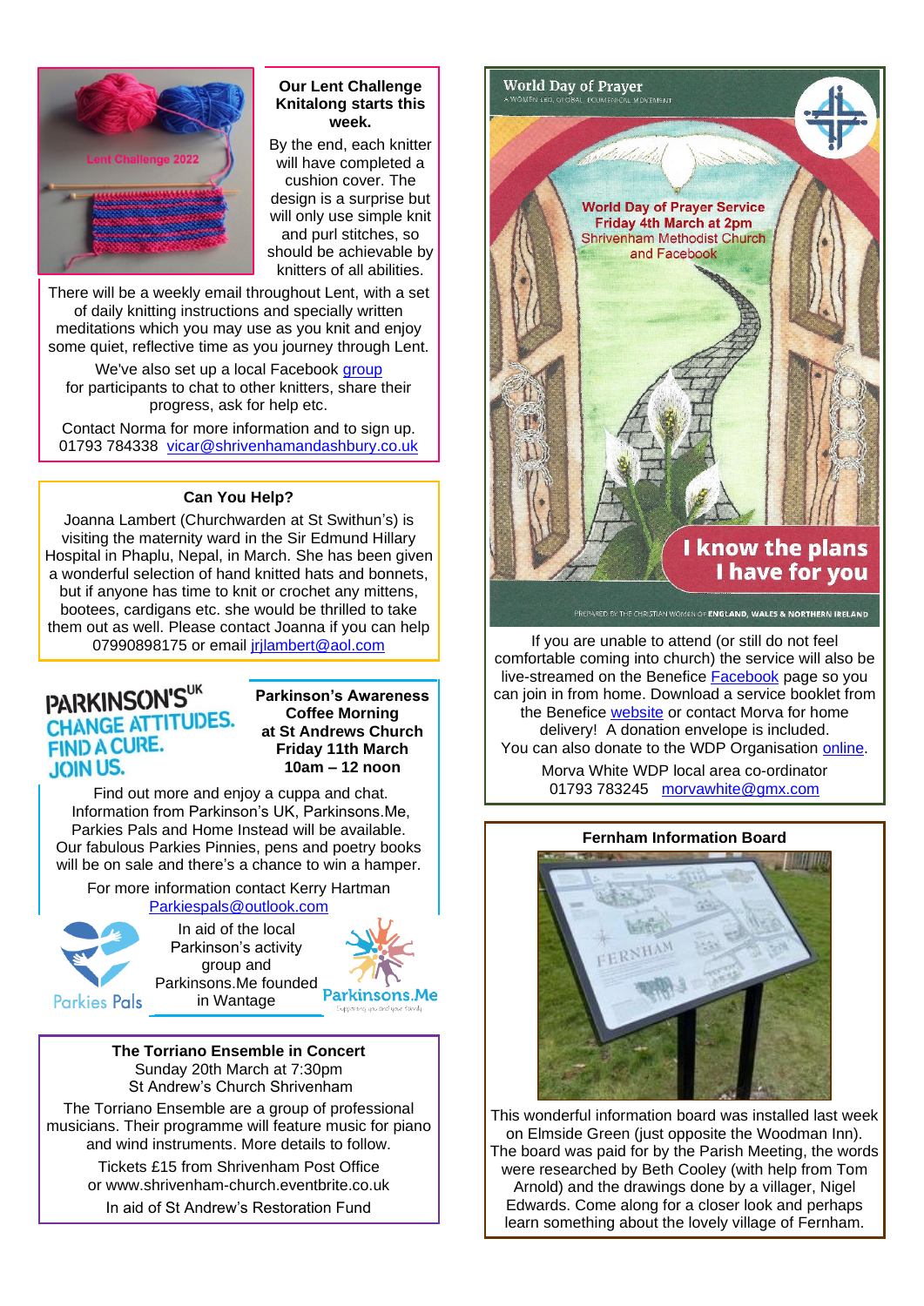### Our Lent Challenge Knitalong starts this week.

By the end, each knitter will have completed a cushion cover. The design is a surprise but will only use simple knit and purl stitches, so should be achievable by knitters of all abilities.

There will be a weekly email throughout Lent, with a set of daily knitting instructions and specially written meditations which you may use as you knit and enjoy some quiet, reflective time as you journey through Lent.

We've also set up a local Facebook group for participants to chat to other knitters, share their progress, ask for help etc.

Contact Norma for more information and to sign up. 01793 784338 vicar@shrivenhamandashbury.co.uk

### Can You Help?

Joanna Lambert (Churchwarden at St Swithun's) is visiting the maternity ward in the Sir Edmund Hillary Hospital in Phaplu, Nepal, in March. She has been given a wonderful selection of hand knitted hats and bonnets, but if anyone has time to knit or crochet any mittens, bootees, cardigans etc. she would be thrilled to take them out as well. Please contact Joanna if you can help 07990898175 or email jrjlambert@aol.com

PARKINSON'S UK — CHANGE ATTITUDES. FIND A CURE. JOIN US.

### Parkinson's Awareness Coffee Morning at St Andrews Church Friday 11th March 10am – 12 noon

Find out more and enjoy a cuppa and chat. Information from Parkinson's UK, Parkinsons.Me, Parkies Pals and Home Instead will be available. Our fabulous Parkies Pinnies, pens and poetry books will be on sale and there's a chance to win a hamper.

For more information contact Kerry Hartman Parkiespals@outlook.com

In aid of the local Parkinson's activity group and Parkinsons.Me founded in Wantage

### The Torriano Ensemble in Concert

Sunday 20th March at 7:30pm
St Andrew's Church Shrivenham

The Torriano Ensemble are a group of professional musicians. Their programme will feature music for piano and wind instruments. More details to follow.

Tickets £15 from Shrivenham Post Office or www.shrivenham-church.eventbrite.co.uk

In aid of St Andrew's Restoration Fund

### World Day of Prayer

World Day of Prayer Service
Friday 4th March at 2pm
Shrivenham Methodist Church and Facebook

**I know the plans I have for you**

If you are unable to attend (or still do not feel comfortable coming into church) the service will also be live-streamed on the Benefice Facebook page so you can join in from home. Download a service booklet from the Benefice website or contact Morva for home delivery! A donation envelope is included. You can also donate to the WDP Organisation online.

Morva White WDP local area co-ordinator
01793 783245 morvawhite@gmx.com

### Fernham Information Board

This wonderful information board was installed last week on Elmside Green (just opposite the Woodman Inn). The board was paid for by the Parish Meeting, the words were researched by Beth Cooley (with help from Tom Arnold) and the drawings done by a villager, Nigel Edwards. Come along for a closer look and perhaps learn something about the lovely village of Fernham.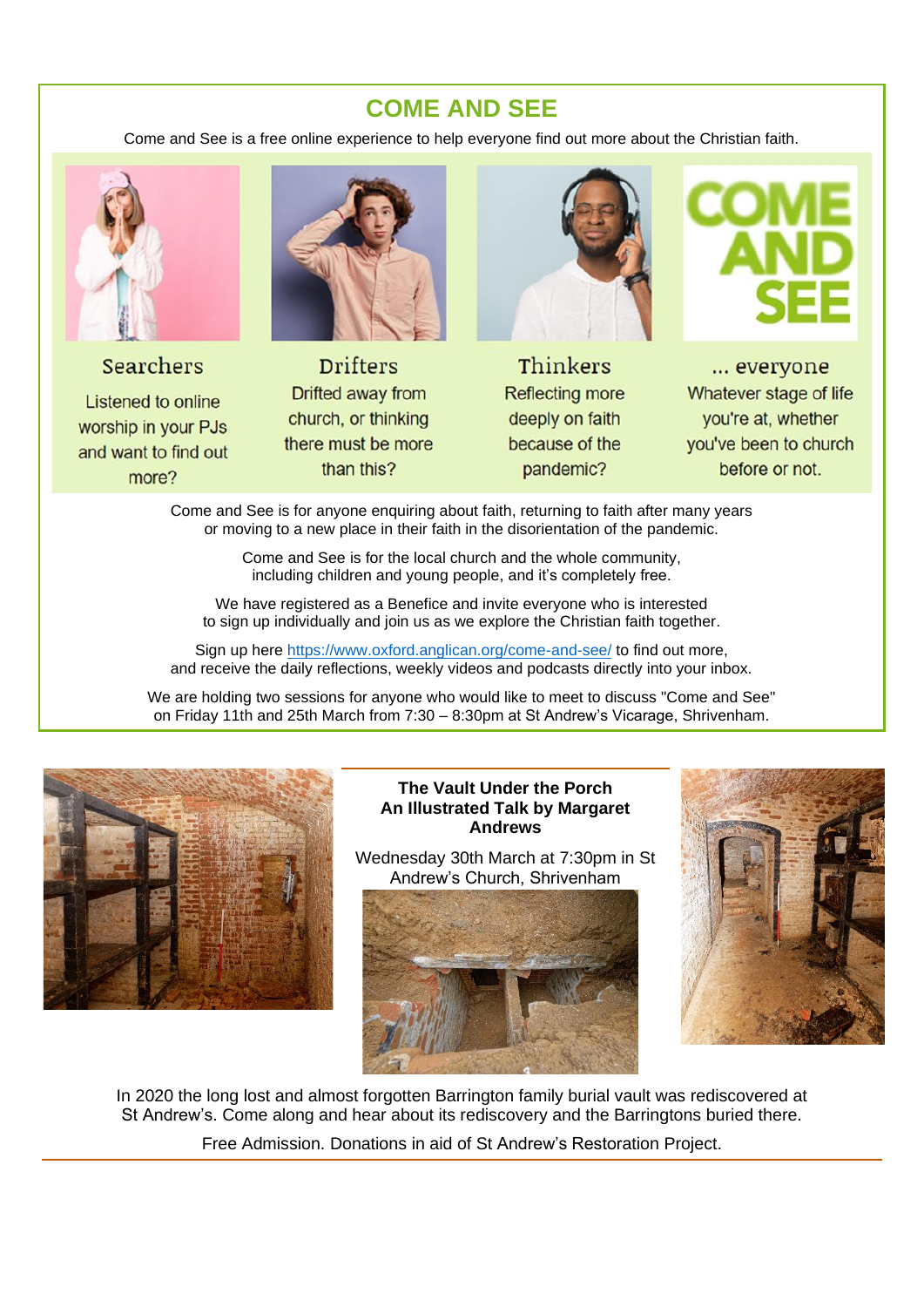## COME AND SEE

Come and See is a free online experience to help everyone find out more about the Christian faith.

**Searchers**
Listened to online worship in your PJs and want to find out more?

**Drifters**
Drifted away from church, or thinking there must be more than this?

**Thinkers**
Reflecting more deeply on faith because of the pandemic?

**... everyone**
Whatever stage of life you're at, whether you've been to church before or not.

Come and See is for anyone enquiring about faith, returning to faith after many years or moving to a new place in their faith in the disorientation of the pandemic.

Come and See is for the local church and the whole community, including children and young people, and it's completely free.

We have registered as a Benefice and invite everyone who is interested to sign up individually and join us as we explore the Christian faith together.

Sign up here https://www.oxford.anglican.org/come-and-see/ to find out more, and receive the daily reflections, weekly videos and podcasts directly into your inbox.

We are holding two sessions for anyone who would like to meet to discuss "Come and See" on Friday 11th and 25th March from 7:30 – 8:30pm at St Andrew's Vicarage, Shrivenham.

---

**The Vault Under the Porch**
**An Illustrated Talk by Margaret Andrews**

Wednesday 30th March at 7:30pm in St Andrew's Church, Shrivenham

In 2020 the long lost and almost forgotten Barrington family burial vault was rediscovered at St Andrew's. Come along and hear about its rediscovery and the Barringtons buried there.

Free Admission. Donations in aid of St Andrew's Restoration Project.